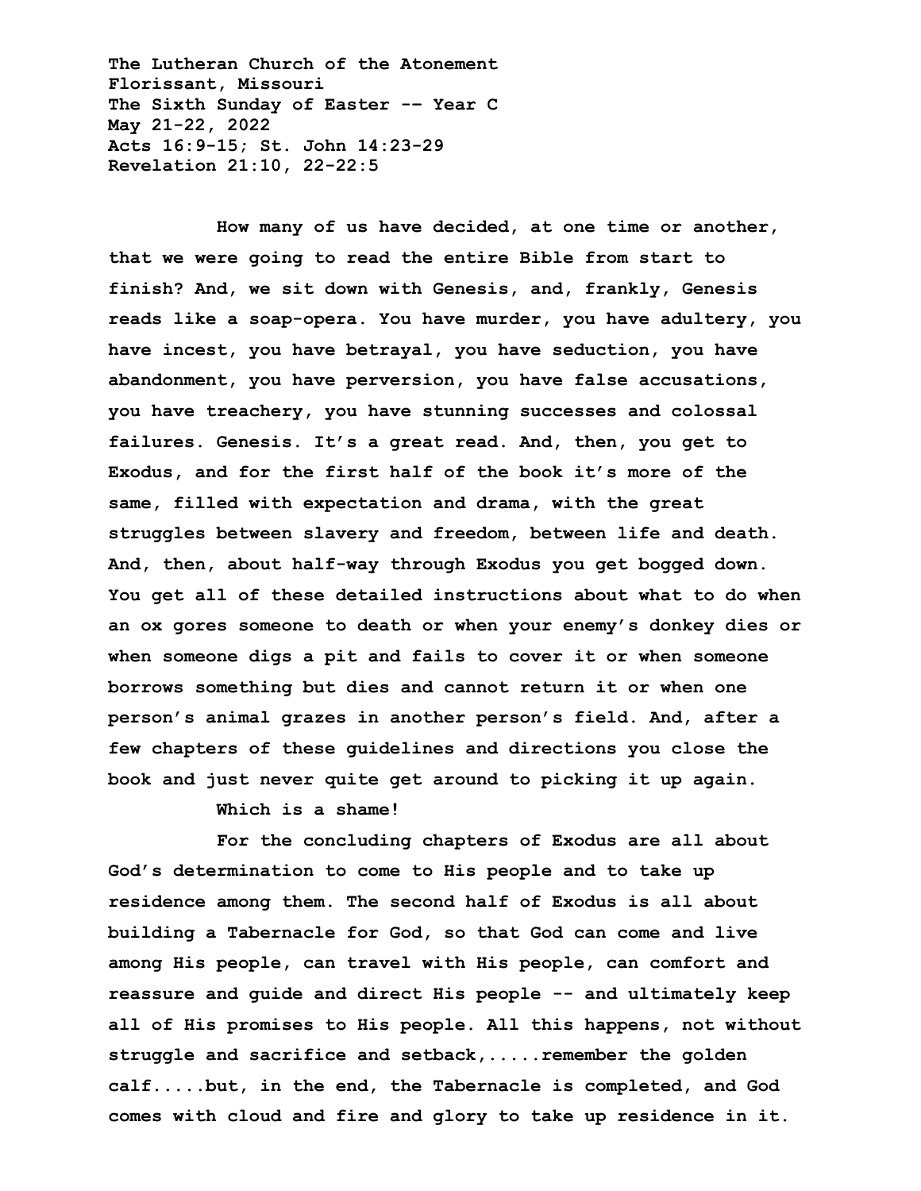**The Lutheran Church of the Atonement**
**Florissant, Missouri**
**The Sixth Sunday of Easter -- Year C**
**May 21-22, 2022**
**Acts 16:9-15; St. John 14:23-29**
**Revelation 21:10, 22-22:5**

**How many of us have decided, at one time or another, that we were going to read the entire Bible from start to finish? And, we sit down with Genesis, and, frankly, Genesis reads like a soap-opera. You have murder, you have adultery, you have incest, you have betrayal, you have seduction, you have abandonment, you have perversion, you have false accusations, you have treachery, you have stunning successes and colossal failures. Genesis. It's a great read. And, then, you get to Exodus, and for the first half of the book it's more of the same, filled with expectation and drama, with the great struggles between slavery and freedom, between life and death. And, then, about half-way through Exodus you get bogged down. You get all of these detailed instructions about what to do when an ox gores someone to death or when your enemy's donkey dies or when someone digs a pit and fails to cover it or when someone borrows something but dies and cannot return it or when one person's animal grazes in another person's field. And, after a few chapters of these guidelines and directions you close the book and just never quite get around to picking it up again.**

**Which is a shame!**

**For the concluding chapters of Exodus are all about God's determination to come to His people and to take up residence among them. The second half of Exodus is all about building a Tabernacle for God, so that God can come and live among His people, can travel with His people, can comfort and reassure and guide and direct His people -- and ultimately keep all of His promises to His people. All this happens, not without struggle and sacrifice and setback,.....remember the golden calf.....but, in the end, the Tabernacle is completed, and God comes with cloud and fire and glory to take up residence in it.**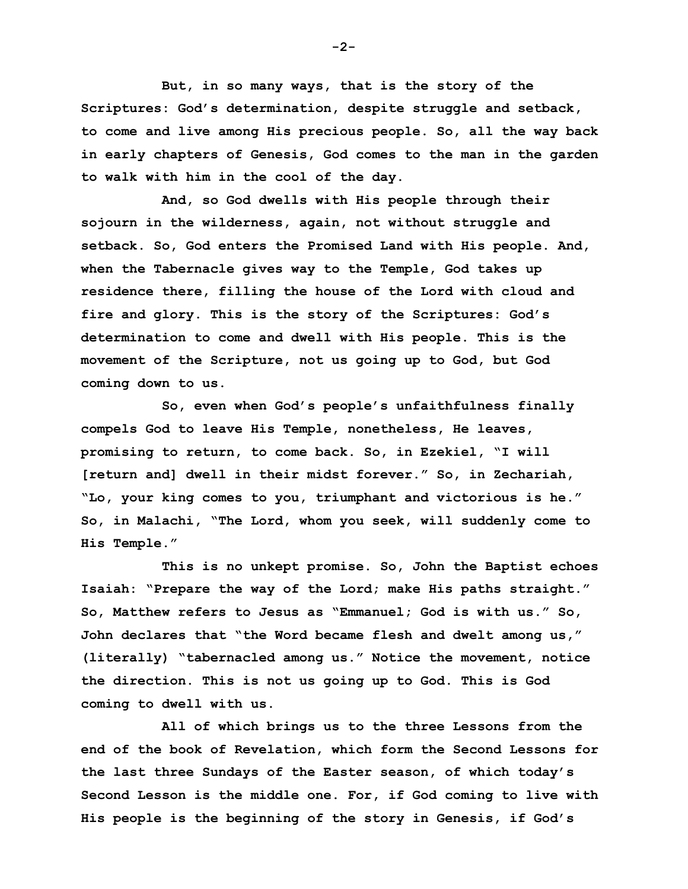**But, in so many ways, that is the story of the Scriptures: God's determination, despite struggle and setback, to come and live among His precious people. So, all the way back in early chapters of Genesis, God comes to the man in the garden to walk with him in the cool of the day.**

**And, so God dwells with His people through their sojourn in the wilderness, again, not without struggle and setback. So, God enters the Promised Land with His people. And, when the Tabernacle gives way to the Temple, God takes up residence there, filling the house of the Lord with cloud and fire and glory. This is the story of the Scriptures: God's determination to come and dwell with His people. This is the movement of the Scripture, not us going up to God, but God coming down to us.**

**So, even when God's people's unfaithfulness finally compels God to leave His Temple, nonetheless, He leaves, promising to return, to come back. So, in Ezekiel, "I will [return and] dwell in their midst forever." So, in Zechariah, "Lo, your king comes to you, triumphant and victorious is he." So, in Malachi, "The Lord, whom you seek, will suddenly come to His Temple."**

**This is no unkept promise. So, John the Baptist echoes Isaiah: "Prepare the way of the Lord; make His paths straight." So, Matthew refers to Jesus as "Emmanuel; God is with us." So, John declares that "the Word became flesh and dwelt among us," (literally) "tabernacled among us." Notice the movement, notice the direction. This is not us going up to God. This is God coming to dwell with us.**

**All of which brings us to the three Lessons from the end of the book of Revelation, which form the Second Lessons for the last three Sundays of the Easter season, of which today's Second Lesson is the middle one. For, if God coming to live with His people is the beginning of the story in Genesis, if God's**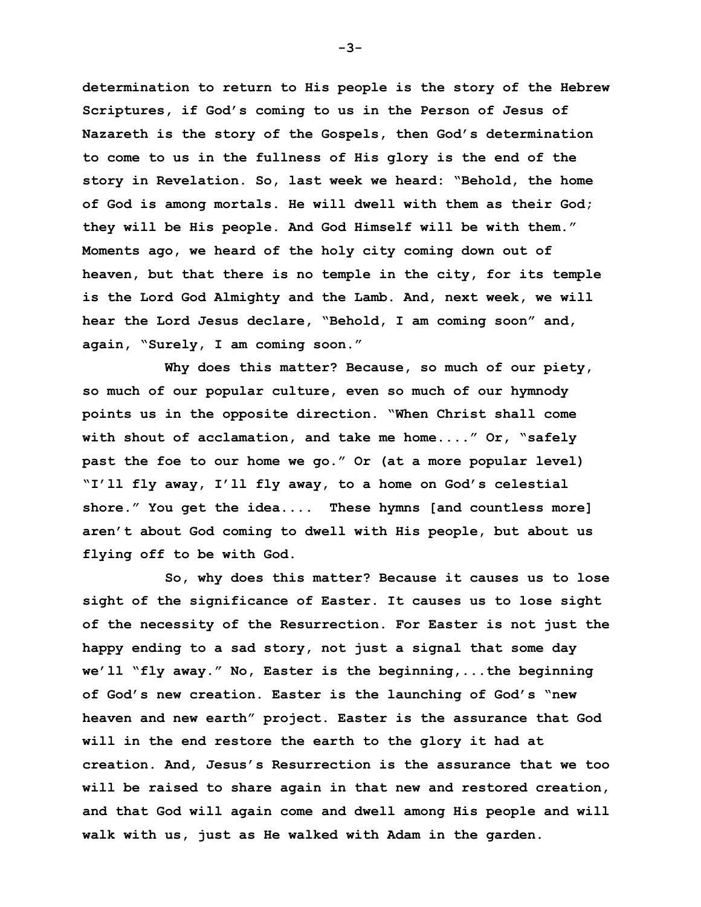**determination to return to His people is the story of the Hebrew Scriptures, if God's coming to us in the Person of Jesus of Nazareth is the story of the Gospels, then God's determination to come to us in the fullness of His glory is the end of the story in Revelation. So, last week we heard: "Behold, the home of God is among mortals. He will dwell with them as their God; they will be His people. And God Himself will be with them." Moments ago, we heard of the holy city coming down out of heaven, but that there is no temple in the city, for its temple is the Lord God Almighty and the Lamb. And, next week, we will hear the Lord Jesus declare, "Behold, I am coming soon" and, again, "Surely, I am coming soon."**

**Why does this matter? Because, so much of our piety, so much of our popular culture, even so much of our hymnody points us in the opposite direction. "When Christ shall come with shout of acclamation, and take me home...." Or, "safely past the foe to our home we go." Or (at a more popular level) "I'll fly away, I'll fly away, to a home on God's celestial shore." You get the idea.... These hymns [and countless more] aren't about God coming to dwell with His people, but about us flying off to be with God.**

**So, why does this matter? Because it causes us to lose sight of the significance of Easter. It causes us to lose sight of the necessity of the Resurrection. For Easter is not just the happy ending to a sad story, not just a signal that some day we'll "fly away." No, Easter is the beginning,...the beginning of God's new creation. Easter is the launching of God's "new heaven and new earth" project. Easter is the assurance that God will in the end restore the earth to the glory it had at creation. And, Jesus's Resurrection is the assurance that we too will be raised to share again in that new and restored creation, and that God will again come and dwell among His people and will walk with us, just as He walked with Adam in the garden.**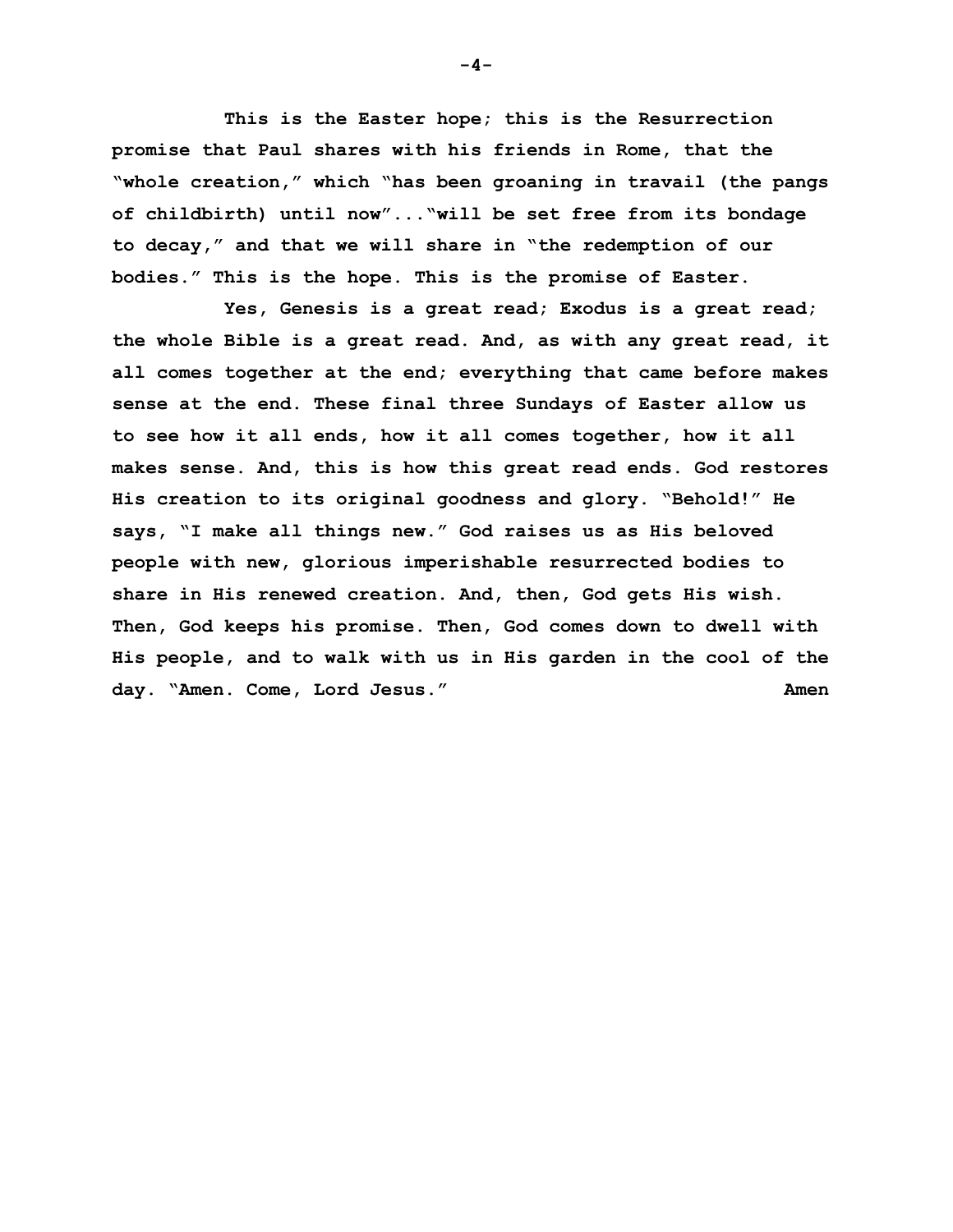**This is the Easter hope; this is the Resurrection promise that Paul shares with his friends in Rome, that the "whole creation," which "has been groaning in travail (the pangs of childbirth) until now"..."will be set free from its bondage to decay," and that we will share in "the redemption of our bodies." This is the hope. This is the promise of Easter.**

**Yes, Genesis is a great read; Exodus is a great read; the whole Bible is a great read. And, as with any great read, it all comes together at the end; everything that came before makes sense at the end. These final three Sundays of Easter allow us to see how it all ends, how it all comes together, how it all makes sense. And, this is how this great read ends. God restores His creation to its original goodness and glory. "Behold!" He says, "I make all things new." God raises us as His beloved people with new, glorious imperishable resurrected bodies to share in His renewed creation. And, then, God gets His wish. Then, God keeps his promise. Then, God comes down to dwell with His people, and to walk with us in His garden in the cool of the day. "Amen. Come, Lord Jesus." Amen**